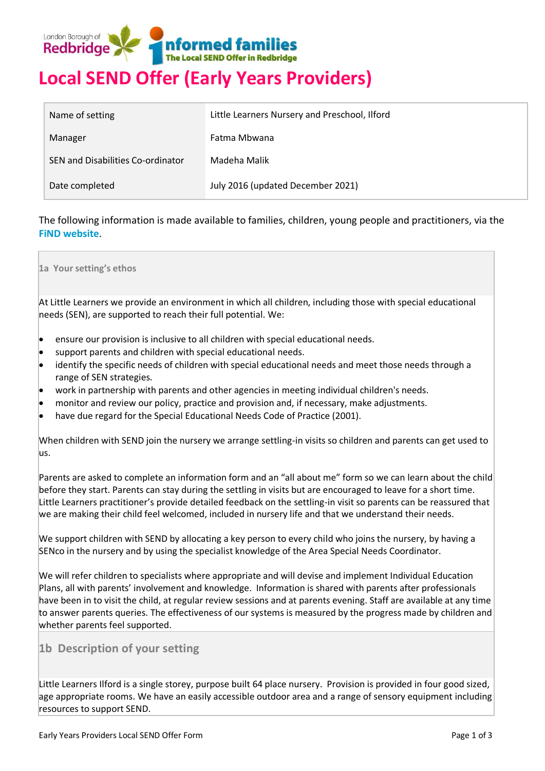London Borough of Redbridge

informed families
The Local SEND Offer in Redbridge

# Local SEND Offer (Early Years Providers)

| Name of setting | Little Learners Nursery and Preschool, Ilford |
|---|---|
| Manager | Fatma Mbwana |
| SEN and Disabilities Co-ordinator | Madeha Malik |
| Date completed | July 2016 (updated December 2021) |

The following information is made available to families, children, young people and practitioners, via the **FiND website**.

### 1a Your setting's ethos

At Little Learners we provide an environment in which all children, including those with special educational needs (SEN), are supported to reach their full potential. We:

- ensure our provision is inclusive to all children with special educational needs.
- support parents and children with special educational needs.
- identify the specific needs of children with special educational needs and meet those needs through a range of SEN strategies.
- work in partnership with parents and other agencies in meeting individual children's needs.
- monitor and review our policy, practice and provision and, if necessary, make adjustments.
- have due regard for the Special Educational Needs Code of Practice (2001).

When children with SEND join the nursery we arrange settling-in visits so children and parents can get used to us.

Parents are asked to complete an information form and an "all about me" form so we can learn about the child before they start. Parents can stay during the settling in visits but are encouraged to leave for a short time. Little Learners practitioner's provide detailed feedback on the settling-in visit so parents can be reassured that we are making their child feel welcomed, included in nursery life and that we understand their needs.

We support children with SEND by allocating a key person to every child who joins the nursery, by having a SENco in the nursery and by using the specialist knowledge of the Area Special Needs Coordinator.

We will refer children to specialists where appropriate and will devise and implement Individual Education Plans, all with parents' involvement and knowledge. Information is shared with parents after professionals have been in to visit the child, at regular review sessions and at parents evening. Staff are available at any time to answer parents queries. The effectiveness of our systems is measured by the progress made by children and whether parents feel supported.

### 1b Description of your setting

Little Learners Ilford is a single storey, purpose built 64 place nursery. Provision is provided in four good sized, age appropriate rooms. We have an easily accessible outdoor area and a range of sensory equipment including resources to support SEND.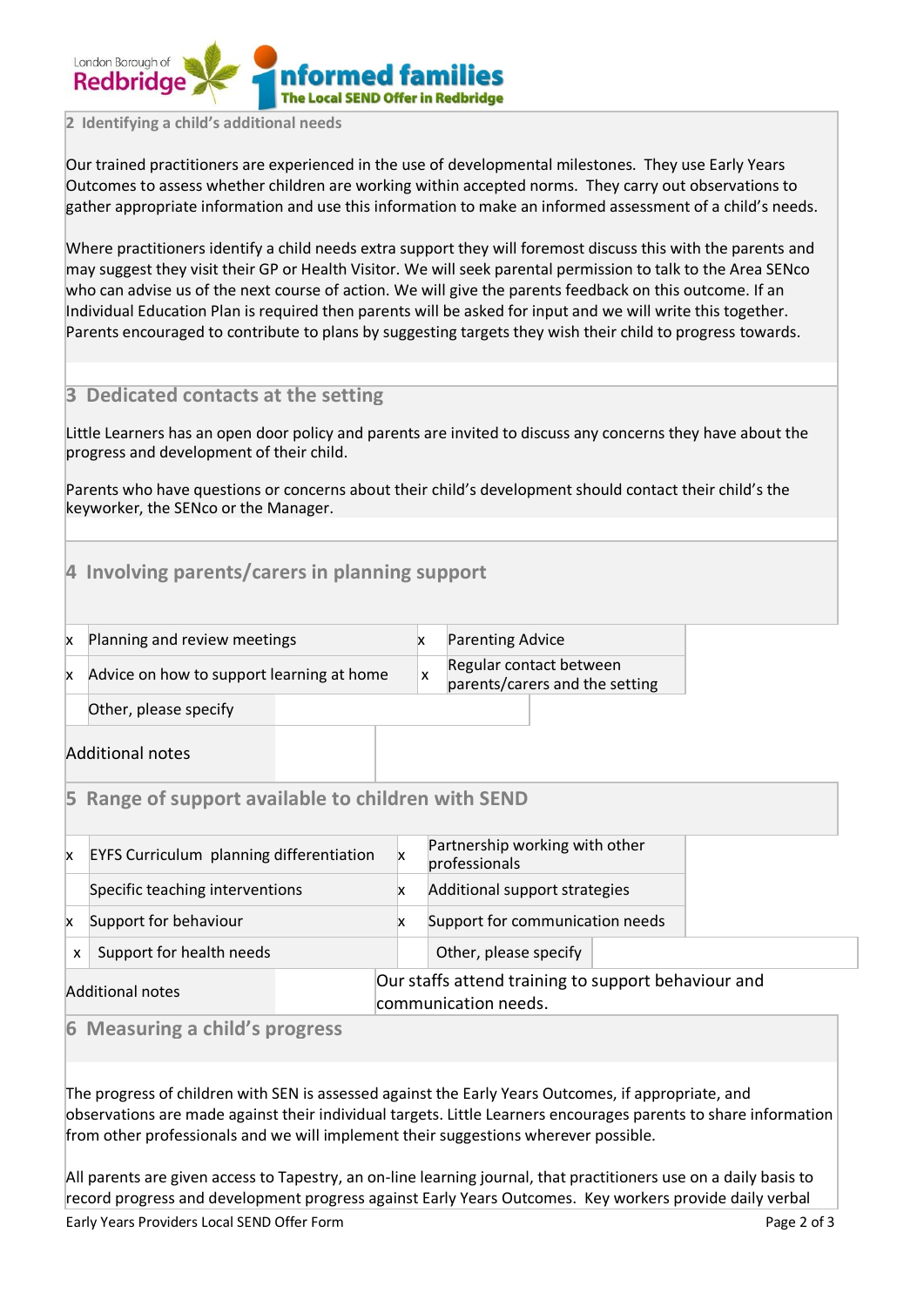## 2 Identifying a child's additional needs

Our trained practitioners are experienced in the use of developmental milestones. They use Early Years Outcomes to assess whether children are working within accepted norms. They carry out observations to gather appropriate information and use this information to make an informed assessment of a child's needs.

Where practitioners identify a child needs extra support they will foremost discuss this with the parents and may suggest they visit their GP or Health Visitor. We will seek parental permission to talk to the Area SENco who can advise us of the next course of action. We will give the parents feedback on this outcome. If an Individual Education Plan is required then parents will be asked for input and we will write this together. Parents encouraged to contribute to plans by suggesting targets they wish their child to progress towards.

## 3 Dedicated contacts at the setting

Little Learners has an open door policy and parents are invited to discuss any concerns they have about the progress and development of their child.

Parents who have questions or concerns about their child's development should contact their child's the keyworker, the SENco or the Manager.

## 4 Involving parents/carers in planning support

| | | | |
|---|---|---|---|
| x | Planning and review meetings | x | Parenting Advice |
| x | Advice on how to support learning at home | x | Regular contact between parents/carers and the setting |
| | Other, please specify | | |

Additional notes

## 5 Range of support available to children with SEND

| | | | |
|---|---|---|---|
| x | EYFS Curriculum planning differentiation | x | Partnership working with other professionals |
| | Specific teaching interventions | x | Additional support strategies |
| x | Support for behaviour | x | Support for communication needs |
| x | Support for health needs | | Other, please specify |

Additional notes: Our staffs attend training to support behaviour and communication needs.

## 6 Measuring a child's progress

The progress of children with SEN is assessed against the Early Years Outcomes, if appropriate, and observations are made against their individual targets. Little Learners encourages parents to share information from other professionals and we will implement their suggestions wherever possible.

All parents are given access to Tapestry, an on-line learning journal, that practitioners use on a daily basis to record progress and development progress against Early Years Outcomes. Key workers provide daily verbal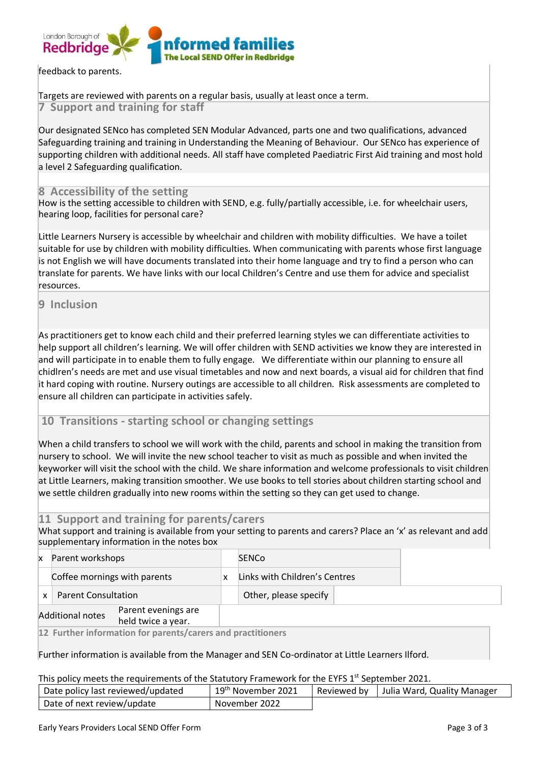feedback to parents.

Targets are reviewed with parents on a regular basis, usually at least once a term.

## 7 Support and training for staff

Our designated SENco has completed SEN Modular Advanced, parts one and two qualifications, advanced Safeguarding training and training in Understanding the Meaning of Behaviour. Our SENco has experience of supporting children with additional needs. All staff have completed Paediatric First Aid training and most hold a level 2 Safeguarding qualification.

## 8 Accessibility of the setting

How is the setting accessible to children with SEND, e.g. fully/partially accessible, i.e. for wheelchair users, hearing loop, facilities for personal care?

Little Learners Nursery is accessible by wheelchair and children with mobility difficulties. We have a toilet suitable for use by children with mobility difficulties. When communicating with parents whose first language is not English we will have documents translated into their home language and try to find a person who can translate for parents. We have links with our local Children's Centre and use them for advice and specialist resources.

## 9 Inclusion

As practitioners get to know each child and their preferred learning styles we can differentiate activities to help support all children's learning. We will offer children with SEND activities we know they are interested in and will participate in to enable them to fully engage. We differentiate within our planning to ensure all chidlren's needs are met and use visual timetables and now and next boards, a visual aid for children that find it hard coping with routine. Nursery outings are accessible to all children. Risk assessments are completed to ensure all children can participate in activities safely.

## 10 Transitions - starting school or changing settings

When a child transfers to school we will work with the child, parents and school in making the transition from nursery to school. We will invite the new school teacher to visit as much as possible and when invited the keyworker will visit the school with the child. We share information and welcome professionals to visit children at Little Learners, making transition smoother. We use books to tell stories about children starting school and we settle children gradually into new rooms within the setting so they can get used to change.

## 11 Support and training for parents/carers

What support and training is available from your setting to parents and carers? Place an 'x' as relevant and add supplementary information in the notes box

| | | | | |
|---|---|---|---|---|
| x | Parent workshops | | SENCo | |
| | Coffee mornings with parents | x | Links with Children's Centres | |
| x | Parent Consultation | | Other, please specify | |
| Additional notes | Parent evenings are held twice a year. | | | |

## 12 Further information for parents/carers and practitioners

Further information is available from the Manager and SEN Co-ordinator at Little Learners Ilford.

This policy meets the requirements of the Statutory Framework for the EYFS 1st September 2021.

| | | | |
|---|---|---|---|
| Date policy last reviewed/updated | 19th November 2021 | Reviewed by | Julia Ward, Quality Manager |
| Date of next review/update | November 2022 | | |

Early Years Providers Local SEND Offer Form